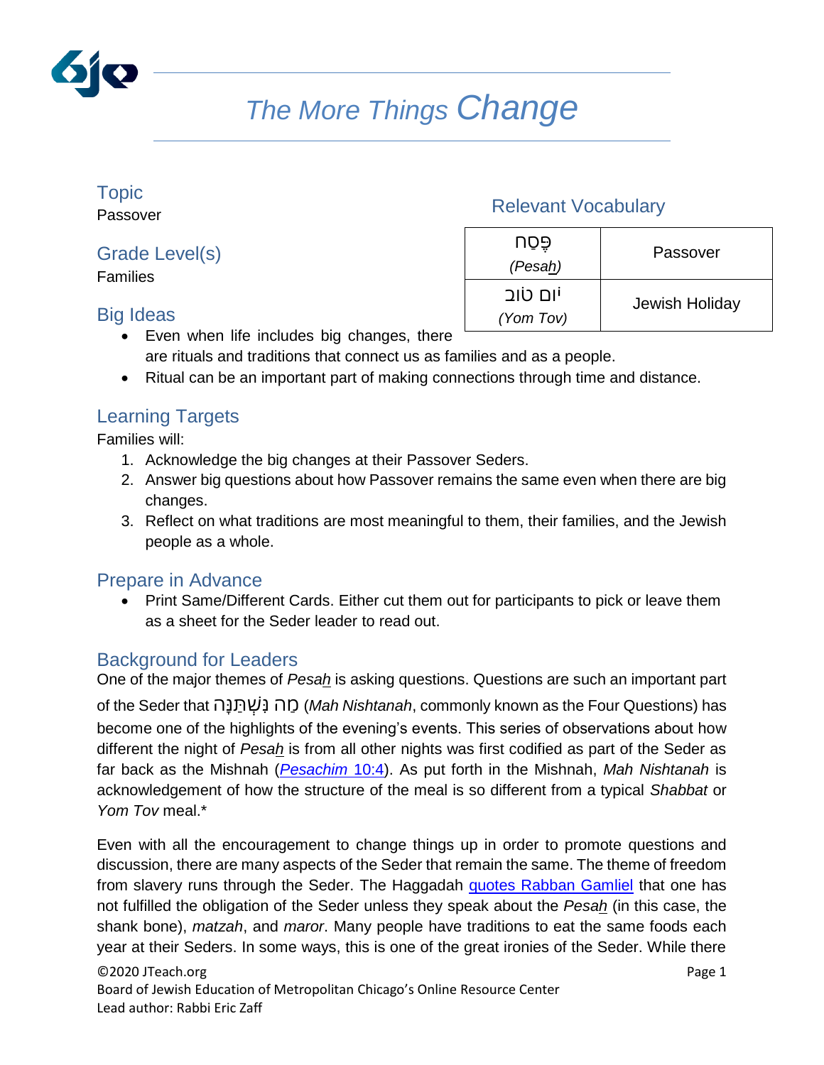# *The More Things Change*

## Topic
Passover

## Grade Level(s)
Families

## Relevant Vocabulary

| | |
|---|---|
| פֶּסַח (*Pesa<u>h</u>*) | Passover |
| יום טוב (*Yom Tov*) | Jewish Holiday |

## Big Ideas
- Even when life includes big changes, there are rituals and traditions that connect us as families and as a people.
- Ritual can be an important part of making connections through time and distance.

## Learning Targets
Families will:
1. Acknowledge the big changes at their Passover Seders.
2. Answer big questions about how Passover remains the same even when there are big changes.
3. Reflect on what traditions are most meaningful to them, their families, and the Jewish people as a whole.

## Prepare in Advance
- Print Same/Different Cards. Either cut them out for participants to pick or leave them as a sheet for the Seder leader to read out.

## Background for Leaders
One of the major themes of *Pesa<u>h</u>* is asking questions. Questions are such an important part of the Seder that מַה נִּשְׁתַּנָּה (*Mah Nishtanah*, commonly known as the Four Questions) has become one of the highlights of the evening's events. This series of observations about how different the night of *Pesa<u>h</u>* is from all other nights was first codified as part of the Seder as far back as the Mishnah ([*Pesachim* 10:4]). As put forth in the Mishnah, *Mah Nishtanah* is acknowledgement of how the structure of the meal is so different from a typical *Shabbat* or *Yom Tov* meal.*

Even with all the encouragement to change things up in order to promote questions and discussion, there are many aspects of the Seder that remain the same. The theme of freedom from slavery runs through the Seder. The Haggadah [quotes Rabban Gamliel] that one has not fulfilled the obligation of the Seder unless they speak about the *Pesa<u>h</u>* (in this case, the shank bone), *matzah*, and *maror*. Many people have traditions to eat the same foods each year at their Seders. In some ways, this is one of the great ironies of the Seder. While there

©2020 JTeach.org
Board of Jewish Education of Metropolitan Chicago's Online Resource Center
Lead author: Rabbi Eric Zaff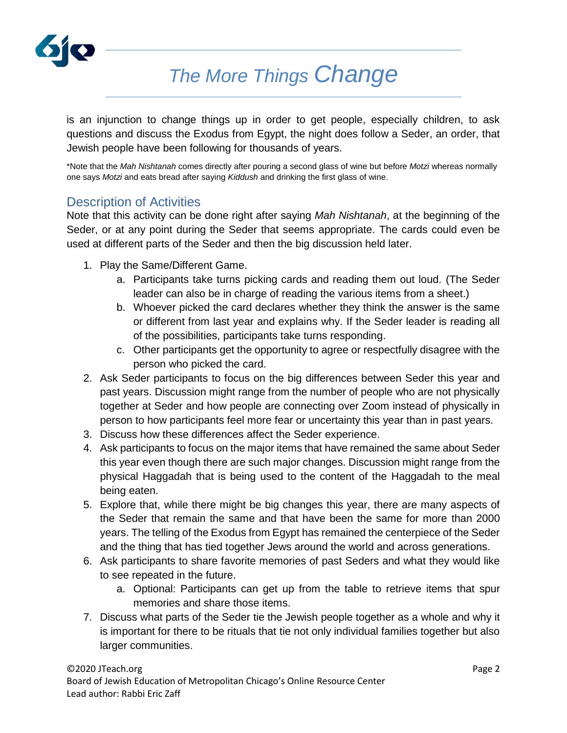is an injunction to change things up in order to get people, especially children, to ask questions and discuss the Exodus from Egypt, the night does follow a Seder, an order, that Jewish people have been following for thousands of years.

*Note that the *Mah Nishtanah* comes directly after pouring a second glass of wine but before *Motzi* whereas normally one says *Motzi* and eats bread after saying *Kiddush* and drinking the first glass of wine.

## Description of Activities

Note that this activity can be done right after saying *Mah Nishtanah*, at the beginning of the Seder, or at any point during the Seder that seems appropriate. The cards could even be used at different parts of the Seder and then the big discussion held later.

1. Play the Same/Different Game.
    a. Participants take turns picking cards and reading them out loud. (The Seder leader can also be in charge of reading the various items from a sheet.)
    b. Whoever picked the card declares whether they think the answer is the same or different from last year and explains why. If the Seder leader is reading all of the possibilities, participants take turns responding.
    c. Other participants get the opportunity to agree or respectfully disagree with the person who picked the card.
2. Ask Seder participants to focus on the big differences between Seder this year and past years. Discussion might range from the number of people who are not physically together at Seder and how people are connecting over Zoom instead of physically in person to how participants feel more fear or uncertainty this year than in past years.
3. Discuss how these differences affect the Seder experience.
4. Ask participants to focus on the major items that have remained the same about Seder this year even though there are such major changes. Discussion might range from the physical Haggadah that is being used to the content of the Haggadah to the meal being eaten.
5. Explore that, while there might be big changes this year, there are many aspects of the Seder that remain the same and that have been the same for more than 2000 years. The telling of the Exodus from Egypt has remained the centerpiece of the Seder and the thing that has tied together Jews around the world and across generations.
6. Ask participants to share favorite memories of past Seders and what they would like to see repeated in the future.
    a. Optional: Participants can get up from the table to retrieve items that spur memories and share those items.
7. Discuss what parts of the Seder tie the Jewish people together as a whole and why it is important for there to be rituals that tie not only individual families together but also larger communities.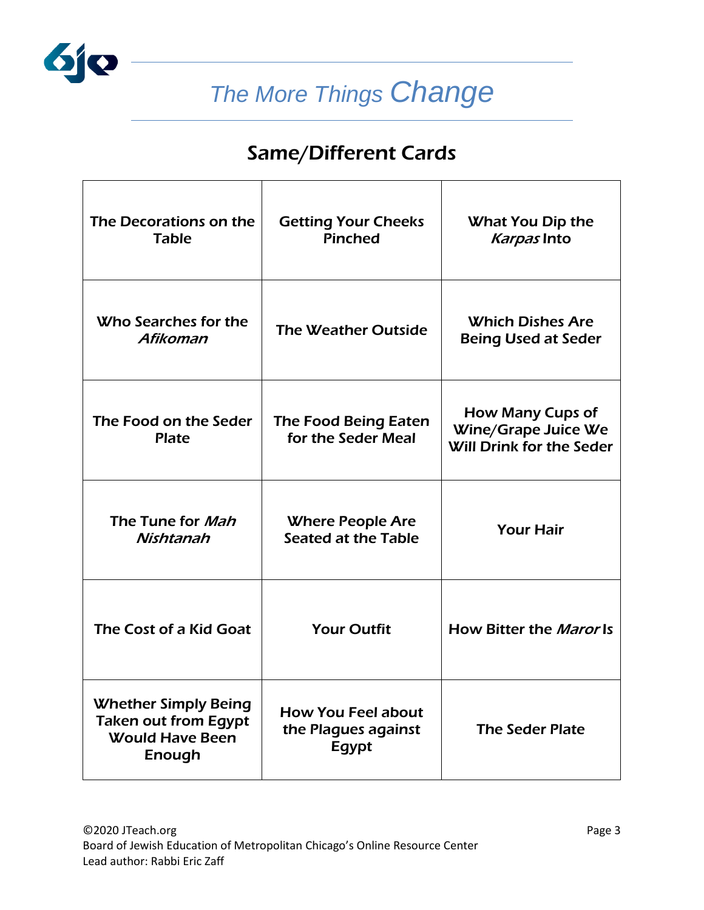# *The More Things Change*

## Same/Different Cards

| | | |
|---|---|---|
| **The Decorations on the Table** | **Getting Your Cheeks Pinched** | **What You Dip the *Karpas* Into** |
| **Who Searches for the *Afikoman*** | **The Weather Outside** | **Which Dishes Are Being Used at Seder** |
| **The Food on the Seder Plate** | **The Food Being Eaten for the Seder Meal** | **How Many Cups of Wine/Grape Juice We Will Drink for the Seder** |
| **The Tune for *Mah Nishtanah*** | **Where People Are Seated at the Table** | **Your Hair** |
| **The Cost of a Kid Goat** | **Your Outfit** | **How Bitter the *Maror* Is** |
| **Whether Simply Being Taken out from Egypt Would Have Been Enough** | **How You Feel about the Plagues against Egypt** | **The Seder Plate** |

©2020 JTeach.org
Board of Jewish Education of Metropolitan Chicago's Online Resource Center
Lead author: Rabbi Eric Zaff